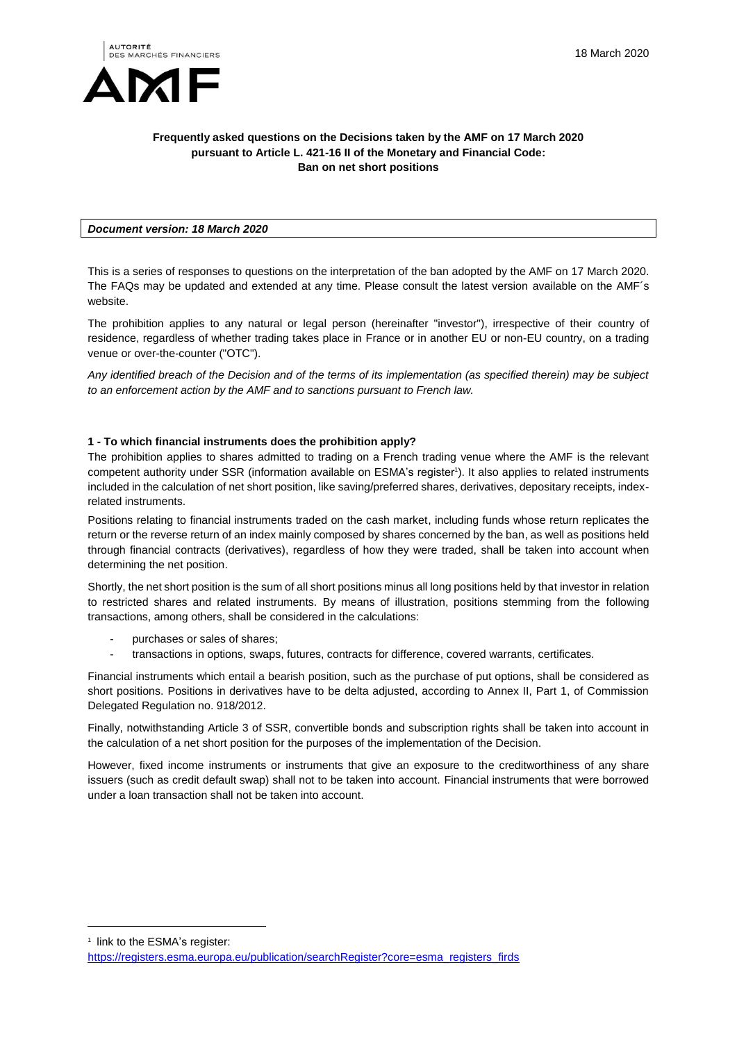AUTORITÉ DES MARCHÉS FINANCIERS

AMF

18 March 2020

**Frequently asked questions on the Decisions taken by the AMF on 17 March 2020 pursuant to Article L. 421-16 II of the Monetary and Financial Code: Ban on net short positions**

***Document version: 18 March 2020***

This is a series of responses to questions on the interpretation of the ban adopted by the AMF on 17 March 2020. The FAQs may be updated and extended at any time. Please consult the latest version available on the AMF´s website.

The prohibition applies to any natural or legal person (hereinafter "investor"), irrespective of their country of residence, regardless of whether trading takes place in France or in another EU or non-EU country, on a trading venue or over-the-counter ("OTC").

*Any identified breach of the Decision and of the terms of its implementation (as specified therein) may be subject to an enforcement action by the AMF and to sanctions pursuant to French law.*

**1 - To which financial instruments does the prohibition apply?**

The prohibition applies to shares admitted to trading on a French trading venue where the AMF is the relevant competent authority under SSR (information available on ESMA's register[1]). It also applies to related instruments included in the calculation of net short position, like saving/preferred shares, derivatives, depositary receipts, index-related instruments.

Positions relating to financial instruments traded on the cash market, including funds whose return replicates the return or the reverse return of an index mainly composed by shares concerned by the ban, as well as positions held through financial contracts (derivatives), regardless of how they were traded, shall be taken into account when determining the net position.

Shortly, the net short position is the sum of all short positions minus all long positions held by that investor in relation to restricted shares and related instruments. By means of illustration, positions stemming from the following transactions, among others, shall be considered in the calculations:

- purchases or sales of shares;
- transactions in options, swaps, futures, contracts for difference, covered warrants, certificates.

Financial instruments which entail a bearish position, such as the purchase of put options, shall be considered as short positions. Positions in derivatives have to be delta adjusted, according to Annex II, Part 1, of Commission Delegated Regulation no. 918/2012.

Finally, notwithstanding Article 3 of SSR, convertible bonds and subscription rights shall be taken into account in the calculation of a net short position for the purposes of the implementation of the Decision.

However, fixed income instruments or instruments that give an exposure to the creditworthiness of any share issuers (such as credit default swap) shall not to be taken into account. Financial instruments that were borrowed under a loan transaction shall not be taken into account.

[1] link to the ESMA's register: https://registers.esma.europa.eu/publication/searchRegister?core=esma_registers_firds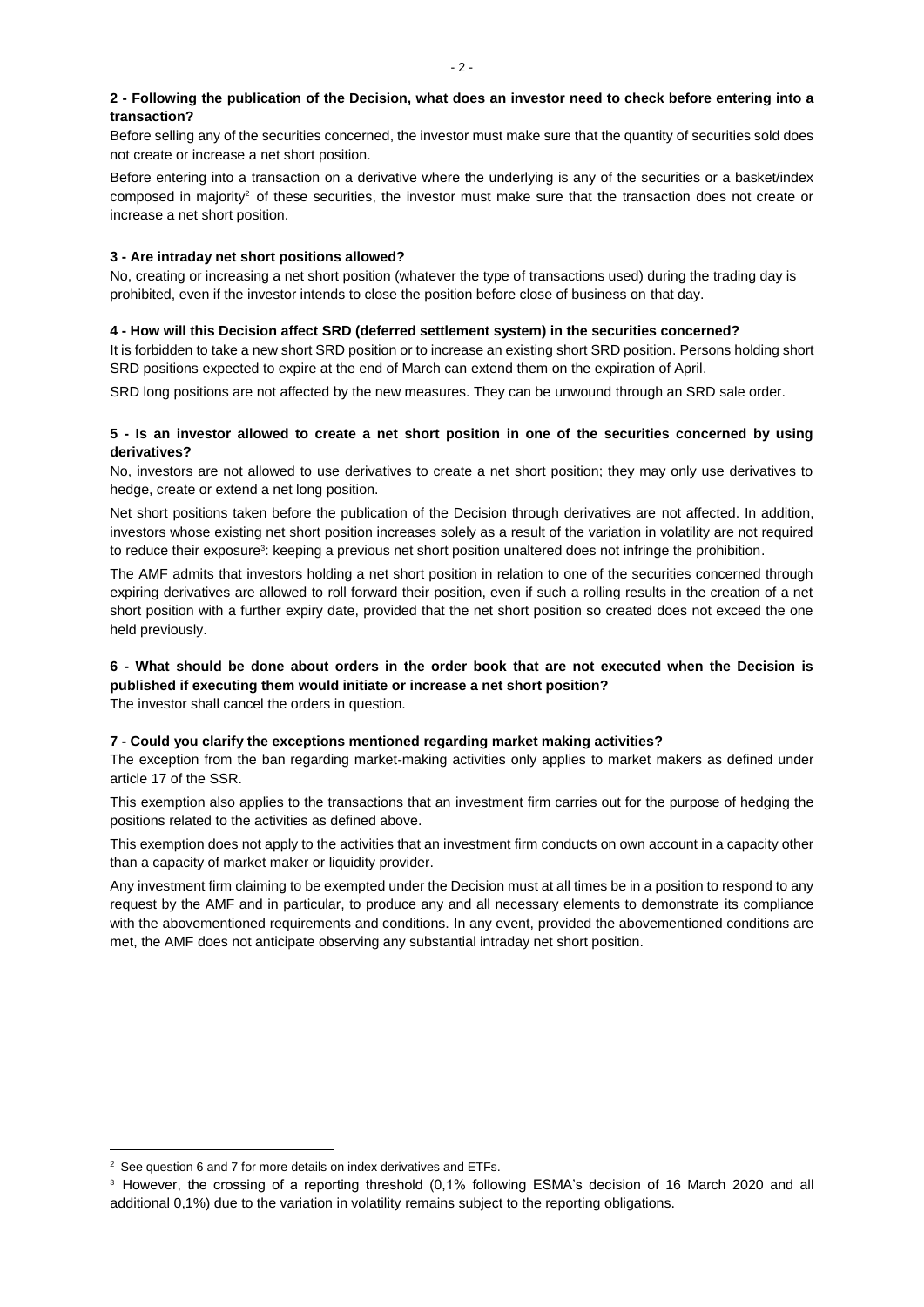**2 - Following the publication of the Decision, what does an investor need to check before entering into a transaction?**

Before selling any of the securities concerned, the investor must make sure that the quantity of securities sold does not create or increase a net short position.

Before entering into a transaction on a derivative where the underlying is any of the securities or a basket/index composed in majority[2] of these securities, the investor must make sure that the transaction does not create or increase a net short position.

**3 - Are intraday net short positions allowed?**

No, creating or increasing a net short position (whatever the type of transactions used) during the trading day is prohibited, even if the investor intends to close the position before close of business on that day.

**4 - How will this Decision affect SRD (deferred settlement system) in the securities concerned?**

It is forbidden to take a new short SRD position or to increase an existing short SRD position. Persons holding short SRD positions expected to expire at the end of March can extend them on the expiration of April.

SRD long positions are not affected by the new measures. They can be unwound through an SRD sale order.

**5 - Is an investor allowed to create a net short position in one of the securities concerned by using derivatives?**

No, investors are not allowed to use derivatives to create a net short position; they may only use derivatives to hedge, create or extend a net long position.

Net short positions taken before the publication of the Decision through derivatives are not affected. In addition, investors whose existing net short position increases solely as a result of the variation in volatility are not required to reduce their exposure[3]: keeping a previous net short position unaltered does not infringe the prohibition.

The AMF admits that investors holding a net short position in relation to one of the securities concerned through expiring derivatives are allowed to roll forward their position, even if such a rolling results in the creation of a net short position with a further expiry date, provided that the net short position so created does not exceed the one held previously.

**6 - What should be done about orders in the order book that are not executed when the Decision is published if executing them would initiate or increase a net short position?**

The investor shall cancel the orders in question.

**7 - Could you clarify the exceptions mentioned regarding market making activities?**

The exception from the ban regarding market-making activities only applies to market makers as defined under article 17 of the SSR.

This exemption also applies to the transactions that an investment firm carries out for the purpose of hedging the positions related to the activities as defined above.

This exemption does not apply to the activities that an investment firm conducts on own account in a capacity other than a capacity of market maker or liquidity provider.

Any investment firm claiming to be exempted under the Decision must at all times be in a position to respond to any request by the AMF and in particular, to produce any and all necessary elements to demonstrate its compliance with the abovementioned requirements and conditions. In any event, provided the abovementioned conditions are met, the AMF does not anticipate observing any substantial intraday net short position.

---

[2] See question 6 and 7 for more details on index derivatives and ETFs.

[3] However, the crossing of a reporting threshold (0,1% following ESMA's decision of 16 March 2020 and all additional 0,1%) due to the variation in volatility remains subject to the reporting obligations.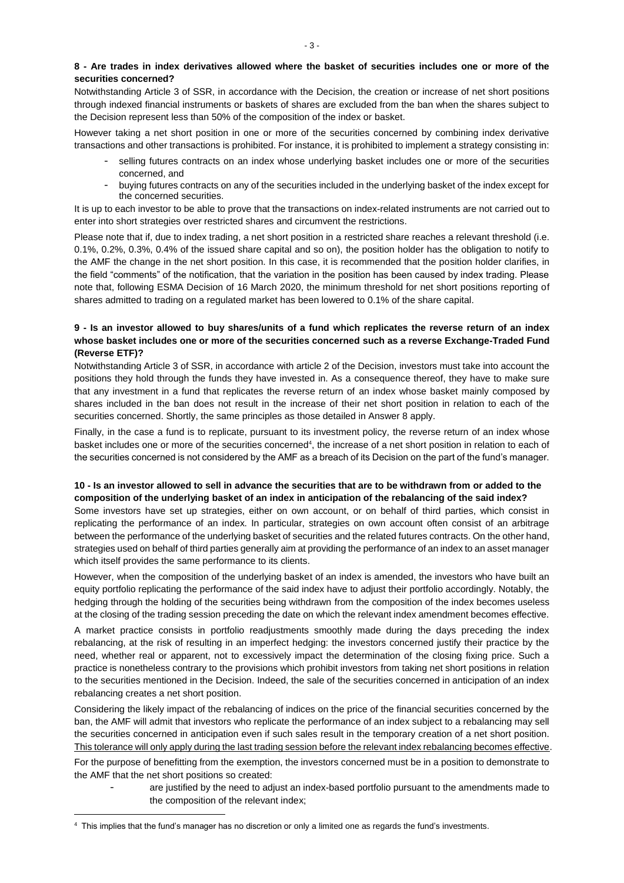**8 - Are trades in index derivatives allowed where the basket of securities includes one or more of the securities concerned?**

Notwithstanding Article 3 of SSR, in accordance with the Decision, the creation or increase of net short positions through indexed financial instruments or baskets of shares are excluded from the ban when the shares subject to the Decision represent less than 50% of the composition of the index or basket.

However taking a net short position in one or more of the securities concerned by combining index derivative transactions and other transactions is prohibited. For instance, it is prohibited to implement a strategy consisting in:

- selling futures contracts on an index whose underlying basket includes one or more of the securities concerned, and
- buying futures contracts on any of the securities included in the underlying basket of the index except for the concerned securities.

It is up to each investor to be able to prove that the transactions on index-related instruments are not carried out to enter into short strategies over restricted shares and circumvent the restrictions.

Please note that if, due to index trading, a net short position in a restricted share reaches a relevant threshold (i.e. 0.1%, 0.2%, 0.3%, 0.4% of the issued share capital and so on), the position holder has the obligation to notify to the AMF the change in the net short position. In this case, it is recommended that the position holder clarifies, in the field "comments" of the notification, that the variation in the position has been caused by index trading. Please note that, following ESMA Decision of 16 March 2020, the minimum threshold for net short positions reporting of shares admitted to trading on a regulated market has been lowered to 0.1% of the share capital.

**9 - Is an investor allowed to buy shares/units of a fund which replicates the reverse return of an index whose basket includes one or more of the securities concerned such as a reverse Exchange-Traded Fund (Reverse ETF)?**

Notwithstanding Article 3 of SSR, in accordance with article 2 of the Decision, investors must take into account the positions they hold through the funds they have invested in. As a consequence thereof, they have to make sure that any investment in a fund that replicates the reverse return of an index whose basket mainly composed by shares included in the ban does not result in the increase of their net short position in relation to each of the securities concerned. Shortly, the same principles as those detailed in Answer 8 apply.

Finally, in the case a fund is to replicate, pursuant to its investment policy, the reverse return of an index whose basket includes one or more of the securities concerned[4], the increase of a net short position in relation to each of the securities concerned is not considered by the AMF as a breach of its Decision on the part of the fund's manager.

**10 - Is an investor allowed to sell in advance the securities that are to be withdrawn from or added to the composition of the underlying basket of an index in anticipation of the rebalancing of the said index?**

Some investors have set up strategies, either on own account, or on behalf of third parties, which consist in replicating the performance of an index. In particular, strategies on own account often consist of an arbitrage between the performance of the underlying basket of securities and the related futures contracts. On the other hand, strategies used on behalf of third parties generally aim at providing the performance of an index to an asset manager which itself provides the same performance to its clients.

However, when the composition of the underlying basket of an index is amended, the investors who have built an equity portfolio replicating the performance of the said index have to adjust their portfolio accordingly. Notably, the hedging through the holding of the securities being withdrawn from the composition of the index becomes useless at the closing of the trading session preceding the date on which the relevant index amendment becomes effective.

A market practice consists in portfolio readjustments smoothly made during the days preceding the index rebalancing, at the risk of resulting in an imperfect hedging: the investors concerned justify their practice by the need, whether real or apparent, not to excessively impact the determination of the closing fixing price. Such a practice is nonetheless contrary to the provisions which prohibit investors from taking net short positions in relation to the securities mentioned in the Decision. Indeed, the sale of the securities concerned in anticipation of an index rebalancing creates a net short position.

Considering the likely impact of the rebalancing of indices on the price of the financial securities concerned by the ban, the AMF will admit that investors who replicate the performance of an index subject to a rebalancing may sell the securities concerned in anticipation even if such sales result in the temporary creation of a net short position. This tolerance will only apply during the last trading session before the relevant index rebalancing becomes effective.

For the purpose of benefitting from the exemption, the investors concerned must be in a position to demonstrate to the AMF that the net short positions so created:

- are justified by the need to adjust an index-based portfolio pursuant to the amendments made to the composition of the relevant index;

[4] This implies that the fund's manager has no discretion or only a limited one as regards the fund's investments.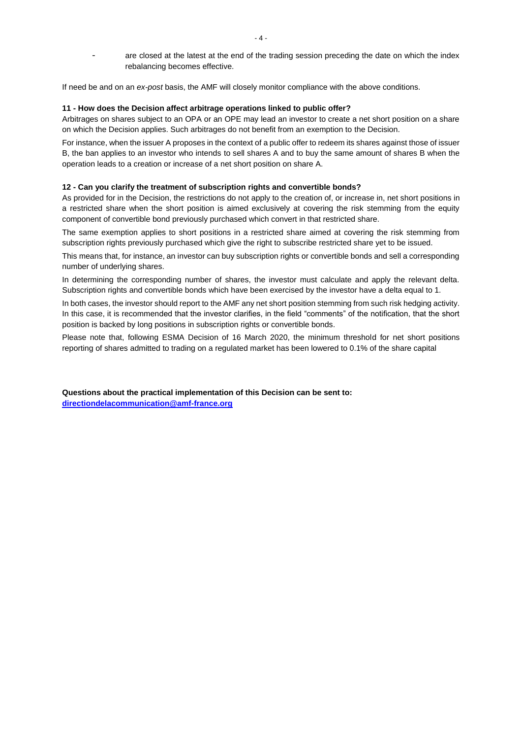- are closed at the latest at the end of the trading session preceding the date on which the index rebalancing becomes effective.

If need be and on an *ex-post* basis, the AMF will closely monitor compliance with the above conditions.

**11 - How does the Decision affect arbitrage operations linked to public offer?**

Arbitrages on shares subject to an OPA or an OPE may lead an investor to create a net short position on a share on which the Decision applies. Such arbitrages do not benefit from an exemption to the Decision.

For instance, when the issuer A proposes in the context of a public offer to redeem its shares against those of issuer B, the ban applies to an investor who intends to sell shares A and to buy the same amount of shares B when the operation leads to a creation or increase of a net short position on share A.

**12 - Can you clarify the treatment of subscription rights and convertible bonds?**

As provided for in the Decision, the restrictions do not apply to the creation of, or increase in, net short positions in a restricted share when the short position is aimed exclusively at covering the risk stemming from the equity component of convertible bond previously purchased which convert in that restricted share.

The same exemption applies to short positions in a restricted share aimed at covering the risk stemming from subscription rights previously purchased which give the right to subscribe restricted share yet to be issued.

This means that, for instance, an investor can buy subscription rights or convertible bonds and sell a corresponding number of underlying shares.

In determining the corresponding number of shares, the investor must calculate and apply the relevant delta. Subscription rights and convertible bonds which have been exercised by the investor have a delta equal to 1.

In both cases, the investor should report to the AMF any net short position stemming from such risk hedging activity. In this case, it is recommended that the investor clarifies, in the field "comments" of the notification, that the short position is backed by long positions in subscription rights or convertible bonds.

Please note that, following ESMA Decision of 16 March 2020, the minimum threshold for net short positions reporting of shares admitted to trading on a regulated market has been lowered to 0.1% of the share capital

**Questions about the practical implementation of this Decision can be sent to:**
**[directiondelacommunication@amf-france.org](mailto:directiondelacommunication@amf-france.org)**